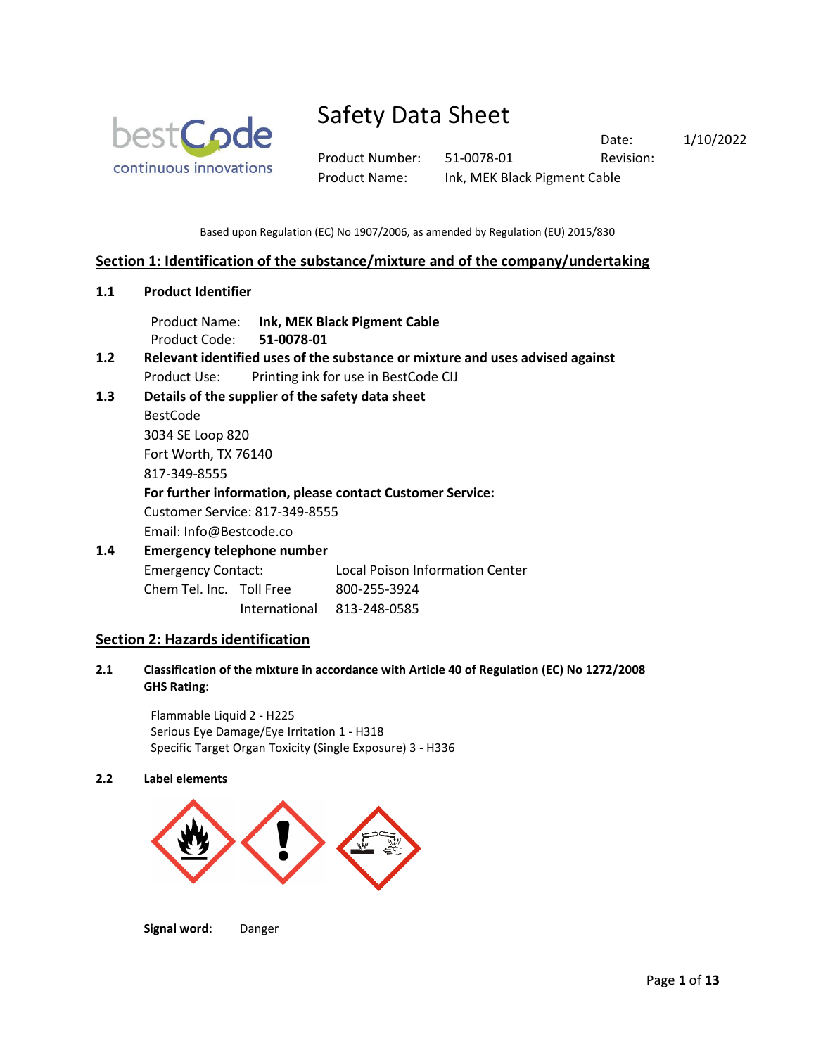# Safety Data Sheet

| | | | |
|---|---|---|---|
| | | Date: | 1/10/2022 |
| Product Number: | 51-0078-01 | Revision: | |
| Product Name: | Ink, MEK Black Pigment Cable | | |

Based upon Regulation (EC) No 1907/2006, as amended by Regulation (EU) 2015/830

## Section 1: Identification of the substance/mixture and of the company/undertaking

### 1.1 Product Identifier

Product Name: **Ink, MEK Black Pigment Cable**
Product Code: **51-0078-01**

### 1.2 Relevant identified uses of the substance or mixture and uses advised against

Product Use: Printing ink for use in BestCode CIJ

### 1.3 Details of the supplier of the safety data sheet

BestCode
3034 SE Loop 820
Fort Worth, TX 76140
817-349-8555

**For further information, please contact Customer Service:**
Customer Service: 817-349-8555
Email: Info@Bestcode.co

### 1.4 Emergency telephone number

| | | |
|---|---|---|
| Emergency Contact: | | Local Poison Information Center |
| Chem Tel. Inc. | Toll Free | 800-255-3924 |
| | International | 813-248-0585 |

## Section 2: Hazards identification

### 2.1 Classification of the mixture in accordance with Article 40 of Regulation (EC) No 1272/2008 GHS Rating:

Flammable Liquid 2 - H225
Serious Eye Damage/Eye Irritation 1 - H318
Specific Target Organ Toxicity (Single Exposure) 3 - H336

### 2.2 Label elements

**Signal word:** Danger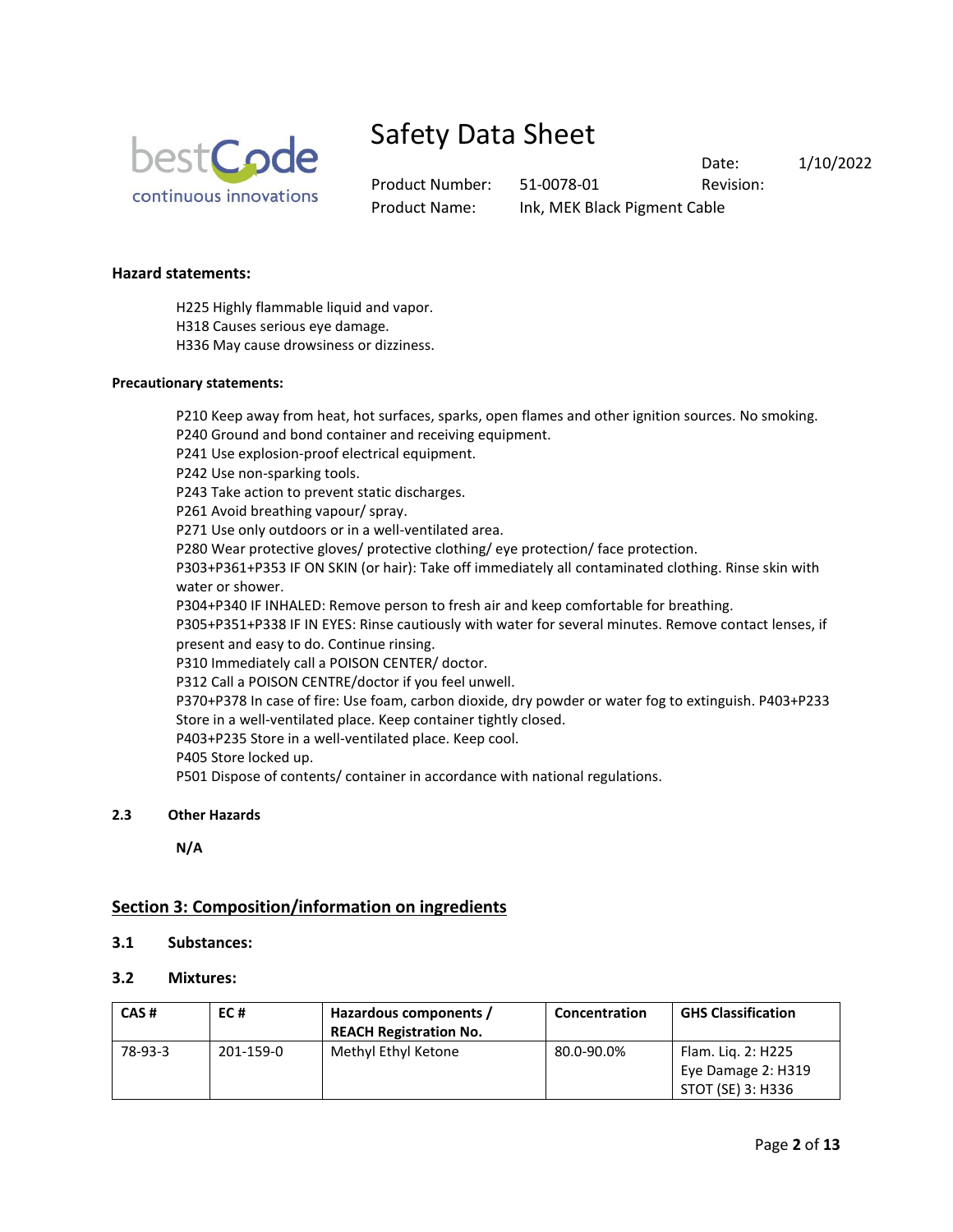**Hazard statements:**

H225 Highly flammable liquid and vapor.
H318 Causes serious eye damage.
H336 May cause drowsiness or dizziness.

**Precautionary statements:**

P210 Keep away from heat, hot surfaces, sparks, open flames and other ignition sources. No smoking.
P240 Ground and bond container and receiving equipment.
P241 Use explosion-proof electrical equipment.
P242 Use non-sparking tools.
P243 Take action to prevent static discharges.
P261 Avoid breathing vapour/ spray.
P271 Use only outdoors or in a well-ventilated area.
P280 Wear protective gloves/ protective clothing/ eye protection/ face protection.
P303+P361+P353 IF ON SKIN (or hair): Take off immediately all contaminated clothing. Rinse skin with water or shower.
P304+P340 IF INHALED: Remove person to fresh air and keep comfortable for breathing.
P305+P351+P338 IF IN EYES: Rinse cautiously with water for several minutes. Remove contact lenses, if present and easy to do. Continue rinsing.
P310 Immediately call a POISON CENTER/ doctor.
P312 Call a POISON CENTRE/doctor if you feel unwell.
P370+P378 In case of fire: Use foam, carbon dioxide, dry powder or water fog to extinguish. P403+P233 Store in a well-ventilated place. Keep container tightly closed.
P403+P235 Store in a well-ventilated place. Keep cool.
P405 Store locked up.
P501 Dispose of contents/ container in accordance with national regulations.

### 2.3 Other Hazards

**N/A**

## Section 3: Composition/information on ingredients

### 3.1 Substances:

### 3.2 Mixtures:

| CAS # | EC # | Hazardous components / REACH Registration No. | Concentration | GHS Classification |
|---|---|---|---|---|
| 78-93-3 | 201-159-0 | Methyl Ethyl Ketone | 80.0-90.0% | Flam. Liq. 2: H225<br>Eye Damage 2: H319<br>STOT (SE) 3: H336 |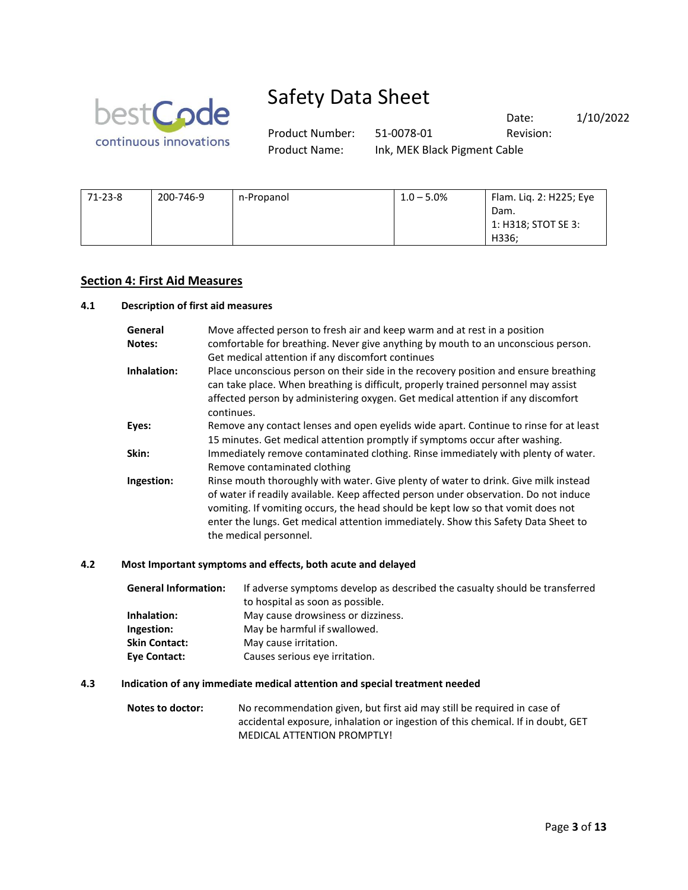| 71-23-8 | 200-746-9 | n-Propanol | 1.0 – 5.0% | Flam. Liq. 2: H225; Eye Dam. 1: H318; STOT SE 3: H336; |
|---|---|---|---|---|

## Section 4: First Aid Measures

### 4.1 Description of first aid measures

**General Notes:** Move affected person to fresh air and keep warm and at rest in a position comfortable for breathing. Never give anything by mouth to an unconscious person. Get medical attention if any discomfort continues

**Inhalation:** Place unconscious person on their side in the recovery position and ensure breathing can take place. When breathing is difficult, properly trained personnel may assist affected person by administering oxygen. Get medical attention if any discomfort continues.

**Eyes:** Remove any contact lenses and open eyelids wide apart. Continue to rinse for at least 15 minutes. Get medical attention promptly if symptoms occur after washing.

**Skin:** Immediately remove contaminated clothing. Rinse immediately with plenty of water. Remove contaminated clothing

**Ingestion:** Rinse mouth thoroughly with water. Give plenty of water to drink. Give milk instead of water if readily available. Keep affected person under observation. Do not induce vomiting. If vomiting occurs, the head should be kept low so that vomit does not enter the lungs. Get medical attention immediately. Show this Safety Data Sheet to the medical personnel.

### 4.2 Most Important symptoms and effects, both acute and delayed

**General Information:** If adverse symptoms develop as described the casualty should be transferred to hospital as soon as possible.

**Inhalation:** May cause drowsiness or dizziness.

**Ingestion:** May be harmful if swallowed.

**Skin Contact:** May cause irritation.

**Eye Contact:** Causes serious eye irritation.

### 4.3 Indication of any immediate medical attention and special treatment needed

**Notes to doctor:** No recommendation given, but first aid may still be required in case of accidental exposure, inhalation or ingestion of this chemical. If in doubt, GET MEDICAL ATTENTION PROMPTLY!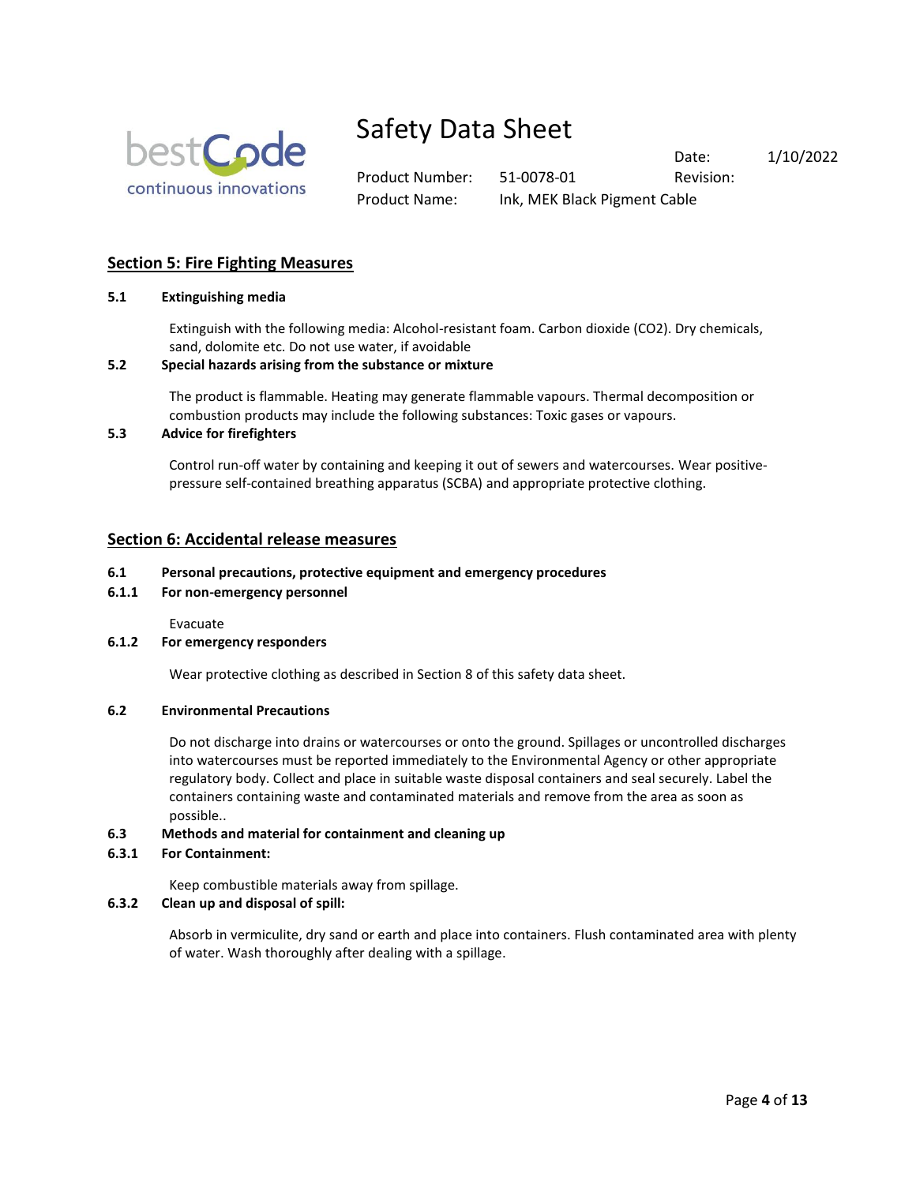## Section 5: Fire Fighting Measures

**5.1 Extinguishing media**

Extinguish with the following media: Alcohol-resistant foam. Carbon dioxide ($CO_2$). Dry chemicals, sand, dolomite etc. Do not use water, if avoidable

**5.2 Special hazards arising from the substance or mixture**

The product is flammable. Heating may generate flammable vapours. Thermal decomposition or combustion products may include the following substances: Toxic gases or vapours.

**5.3 Advice for firefighters**

Control run-off water by containing and keeping it out of sewers and watercourses. Wear positive-pressure self-contained breathing apparatus (SCBA) and appropriate protective clothing.

## Section 6: Accidental release measures

**6.1 Personal precautions, protective equipment and emergency procedures**

**6.1.1 For non-emergency personnel**

Evacuate

**6.1.2 For emergency responders**

Wear protective clothing as described in Section 8 of this safety data sheet.

**6.2 Environmental Precautions**

Do not discharge into drains or watercourses or onto the ground. Spillages or uncontrolled discharges into watercourses must be reported immediately to the Environmental Agency or other appropriate regulatory body. Collect and place in suitable waste disposal containers and seal securely. Label the containers containing waste and contaminated materials and remove from the area as soon as possible..

**6.3 Methods and material for containment and cleaning up**

**6.3.1 For Containment:**

Keep combustible materials away from spillage.

**6.3.2 Clean up and disposal of spill:**

Absorb in vermiculite, dry sand or earth and place into containers. Flush contaminated area with plenty of water. Wash thoroughly after dealing with a spillage.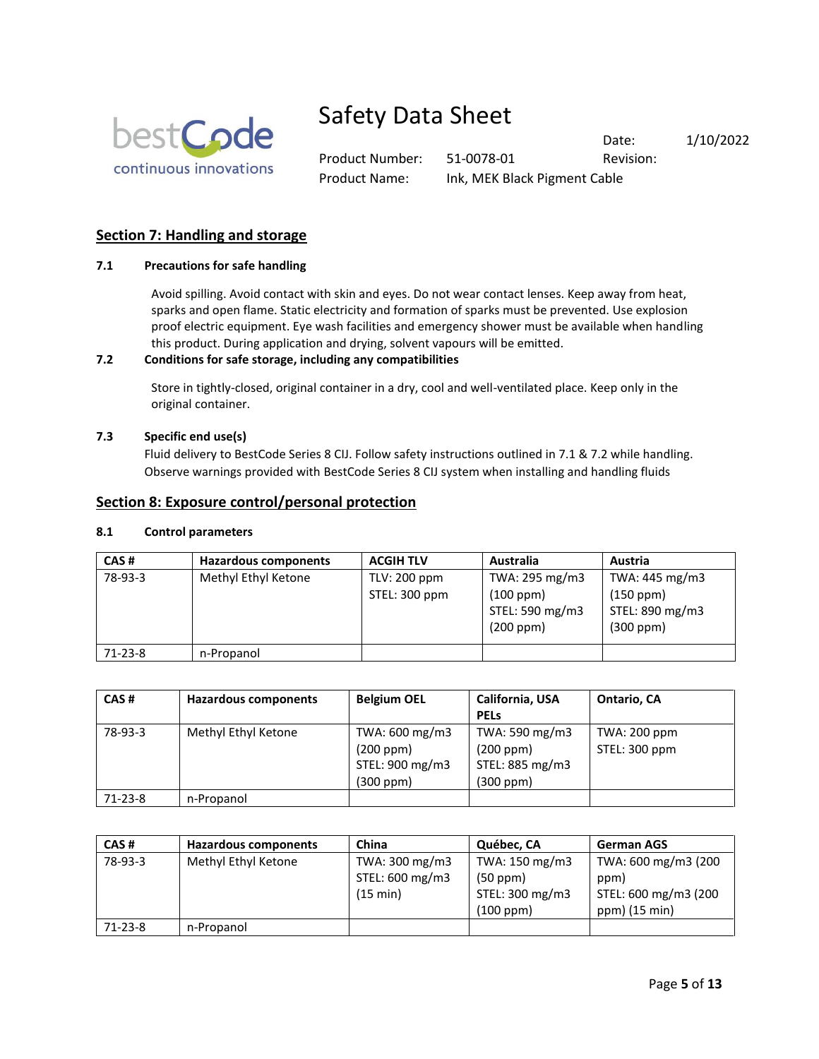## Section 7: Handling and storage

### 7.1 Precautions for safe handling

Avoid spilling. Avoid contact with skin and eyes. Do not wear contact lenses. Keep away from heat, sparks and open flame. Static electricity and formation of sparks must be prevented. Use explosion proof electric equipment. Eye wash facilities and emergency shower must be available when handling this product. During application and drying, solvent vapours will be emitted.

### 7.2 Conditions for safe storage, including any compatibilities

Store in tightly-closed, original container in a dry, cool and well-ventilated place. Keep only in the original container.

### 7.3 Specific end use(s)

Fluid delivery to BestCode Series 8 CIJ. Follow safety instructions outlined in 7.1 & 7.2 while handling. Observe warnings provided with BestCode Series 8 CIJ system when installing and handling fluids

## Section 8: Exposure control/personal protection

### 8.1 Control parameters

| CAS # | Hazardous components | ACGIH TLV | Australia | Austria |
|---|---|---|---|---|
| 78-93-3 | Methyl Ethyl Ketone | TLV: 200 ppm<br>STEL: 300 ppm | TWA: 295 mg/m3 (100 ppm)<br>STEL: 590 mg/m3 (200 ppm) | TWA: 445 mg/m3 (150 ppm)<br>STEL: 890 mg/m3 (300 ppm) |
| 71-23-8 | n-Propanol | | | |

| CAS # | Hazardous components | Belgium OEL | California, USA PELs | Ontario, CA |
|---|---|---|---|---|
| 78-93-3 | Methyl Ethyl Ketone | TWA: 600 mg/m3 (200 ppm)<br>STEL: 900 mg/m3 (300 ppm) | TWA: 590 mg/m3 (200 ppm)<br>STEL: 885 mg/m3 (300 ppm) | TWA: 200 ppm<br>STEL: 300 ppm |
| 71-23-8 | n-Propanol | | | |

| CAS # | Hazardous components | China | Québec, CA | German AGS |
|---|---|---|---|---|
| 78-93-3 | Methyl Ethyl Ketone | TWA: 300 mg/m3<br>STEL: 600 mg/m3 (15 min) | TWA: 150 mg/m3 (50 ppm)<br>STEL: 300 mg/m3 (100 ppm) | TWA: 600 mg/m3 (200 ppm)<br>STEL: 600 mg/m3 (200 ppm) (15 min) |
| 71-23-8 | n-Propanol | | | |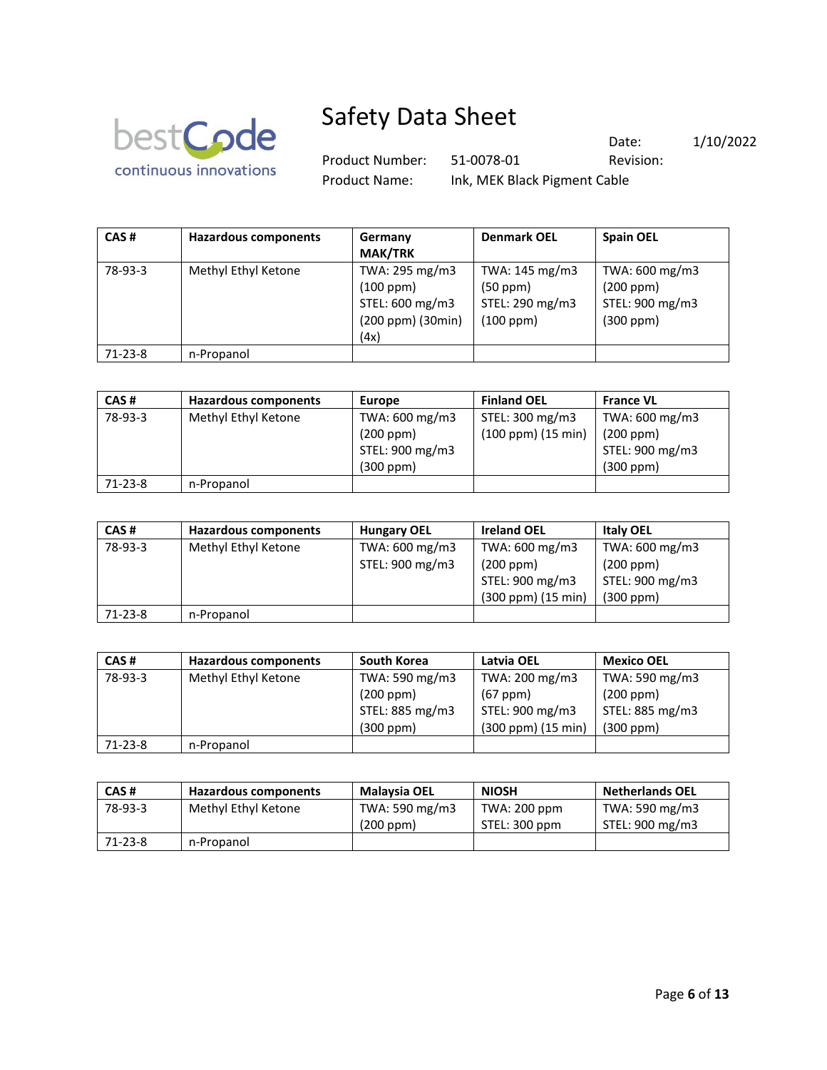| CAS # | Hazardous components | Germany MAK/TRK | Denmark OEL | Spain OEL |
|---|---|---|---|---|
| 78-93-3 | Methyl Ethyl Ketone | TWA: 295 mg/m3 (100 ppm) STEL: 600 mg/m3 (200 ppm) (30min) (4x) | TWA: 145 mg/m3 (50 ppm) STEL: 290 mg/m3 (100 ppm) | TWA: 600 mg/m3 (200 ppm) STEL: 900 mg/m3 (300 ppm) |
| 71-23-8 | n-Propanol | | | |

| CAS # | Hazardous components | Europe | Finland OEL | France VL |
|---|---|---|---|---|
| 78-93-3 | Methyl Ethyl Ketone | TWA: 600 mg/m3 (200 ppm) STEL: 900 mg/m3 (300 ppm) | STEL: 300 mg/m3 (100 ppm) (15 min) | TWA: 600 mg/m3 (200 ppm) STEL: 900 mg/m3 (300 ppm) |
| 71-23-8 | n-Propanol | | | |

| CAS # | Hazardous components | Hungary OEL | Ireland OEL | Italy OEL |
|---|---|---|---|---|
| 78-93-3 | Methyl Ethyl Ketone | TWA: 600 mg/m3 STEL: 900 mg/m3 | TWA: 600 mg/m3 (200 ppm) STEL: 900 mg/m3 (300 ppm) (15 min) | TWA: 600 mg/m3 (200 ppm) STEL: 900 mg/m3 (300 ppm) |
| 71-23-8 | n-Propanol | | | |

| CAS # | Hazardous components | South Korea | Latvia OEL | Mexico OEL |
|---|---|---|---|---|
| 78-93-3 | Methyl Ethyl Ketone | TWA: 590 mg/m3 (200 ppm) STEL: 885 mg/m3 (300 ppm) | TWA: 200 mg/m3 (67 ppm) STEL: 900 mg/m3 (300 ppm) (15 min) | TWA: 590 mg/m3 (200 ppm) STEL: 885 mg/m3 (300 ppm) |
| 71-23-8 | n-Propanol | | | |

| CAS # | Hazardous components | Malaysia OEL | NIOSH | Netherlands OEL |
|---|---|---|---|---|
| 78-93-3 | Methyl Ethyl Ketone | TWA: 590 mg/m3 (200 ppm) | TWA: 200 ppm STEL: 300 ppm | TWA: 590 mg/m3 STEL: 900 mg/m3 |
| 71-23-8 | n-Propanol | | | |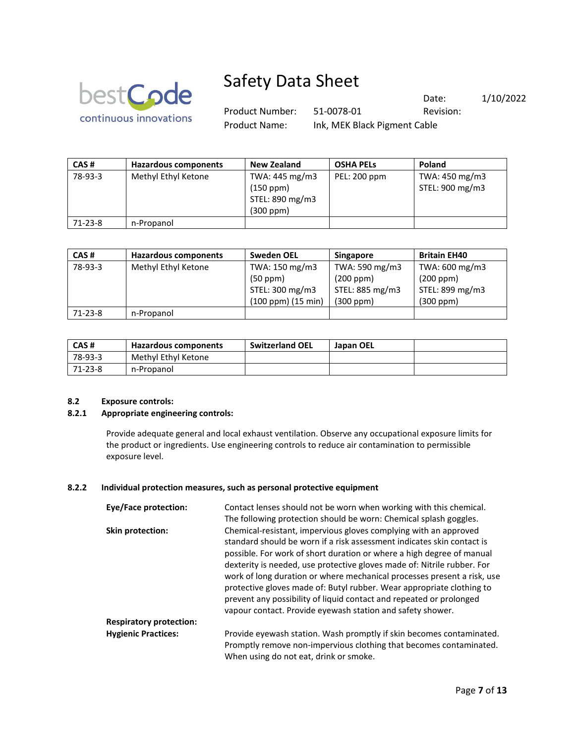| CAS # | Hazardous components | New Zealand | OSHA PELs | Poland |
|---|---|---|---|---|
| 78-93-3 | Methyl Ethyl Ketone | TWA: 445 mg/m3 (150 ppm) STEL: 890 mg/m3 (300 ppm) | PEL: 200 ppm | TWA: 450 mg/m3 STEL: 900 mg/m3 |
| 71-23-8 | n-Propanol | | | |

| CAS # | Hazardous components | Sweden OEL | Singapore | Britain EH40 |
|---|---|---|---|---|
| 78-93-3 | Methyl Ethyl Ketone | TWA: 150 mg/m3 (50 ppm) STEL: 300 mg/m3 (100 ppm) (15 min) | TWA: 590 mg/m3 (200 ppm) STEL: 885 mg/m3 (300 ppm) | TWA: 600 mg/m3 (200 ppm) STEL: 899 mg/m3 (300 ppm) |
| 71-23-8 | n-Propanol | | | |

| CAS # | Hazardous components | Switzerland OEL | Japan OEL | |
|---|---|---|---|---|
| 78-93-3 | Methyl Ethyl Ketone | | | |
| 71-23-8 | n-Propanol | | | |

**8.2 Exposure controls:**

**8.2.1 Appropriate engineering controls:**

Provide adequate general and local exhaust ventilation. Observe any occupational exposure limits for the product or ingredients. Use engineering controls to reduce air contamination to permissible exposure level.

**8.2.2 Individual protection measures, such as personal protective equipment**

**Eye/Face protection:** Contact lenses should not be worn when working with this chemical. The following protection should be worn: Chemical splash goggles.

**Skin protection:** Chemical-resistant, impervious gloves complying with an approved standard should be worn if a risk assessment indicates skin contact is possible. For work of short duration or where a high degree of manual dexterity is needed, use protective gloves made of: Nitrile rubber. For work of long duration or where mechanical processes present a risk, use protective gloves made of: Butyl rubber. Wear appropriate clothing to prevent any possibility of liquid contact and repeated or prolonged vapour contact. Provide eyewash station and safety shower.

**Respiratory protection:**

**Hygienic Practices:** Provide eyewash station. Wash promptly if skin becomes contaminated. Promptly remove non-impervious clothing that becomes contaminated. When using do not eat, drink or smoke.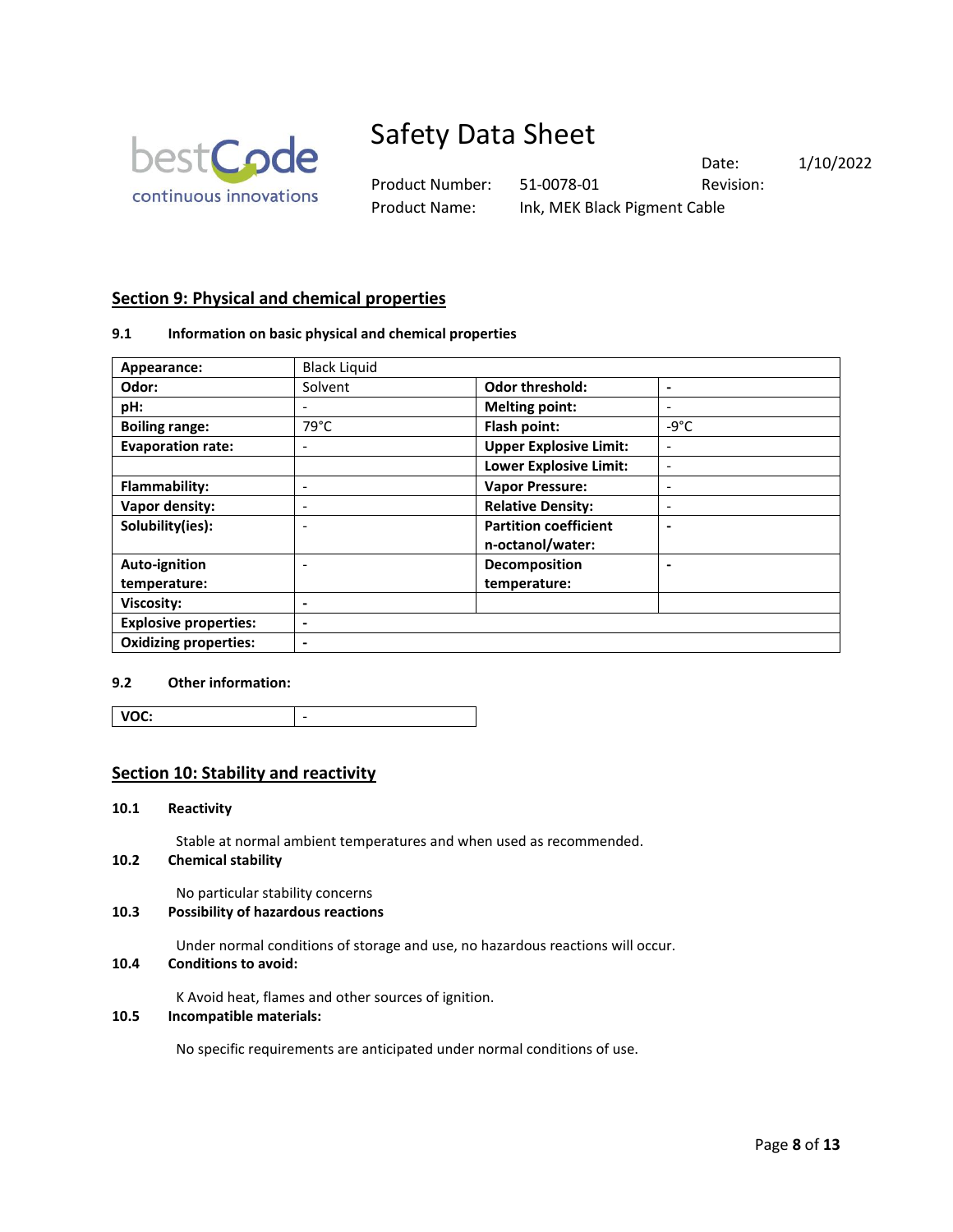## Section 9: Physical and chemical properties

### 9.1 Information on basic physical and chemical properties

| | | | |
|---|---|---|---|
| **Appearance:** | Black Liquid | | |
| **Odor:** | Solvent | **Odor threshold:** | - |
| **pH:** | - | **Melting point:** | - |
| **Boiling range:** | 79°C | **Flash point:** | -9°C |
| **Evaporation rate:** | - | **Upper Explosive Limit:** | - |
| | | **Lower Explosive Limit:** | - |
| **Flammability:** | - | **Vapor Pressure:** | - |
| **Vapor density:** | - | **Relative Density:** | - |
| **Solubility(ies):** | - | **Partition coefficient n-octanol/water:** | - |
| **Auto-ignition temperature:** | - | **Decomposition temperature:** | - |
| **Viscosity:** | - | | |
| **Explosive properties:** | - | | |
| **Oxidizing properties:** | - | | |

### 9.2 Other information:

| | |
|---|---|
| **VOC:** | - |

## Section 10: Stability and reactivity

### 10.1 Reactivity

Stable at normal ambient temperatures and when used as recommended.

### 10.2 Chemical stability

No particular stability concerns

### 10.3 Possibility of hazardous reactions

Under normal conditions of storage and use, no hazardous reactions will occur.

### 10.4 Conditions to avoid:

K Avoid heat, flames and other sources of ignition.

### 10.5 Incompatible materials:

No specific requirements are anticipated under normal conditions of use.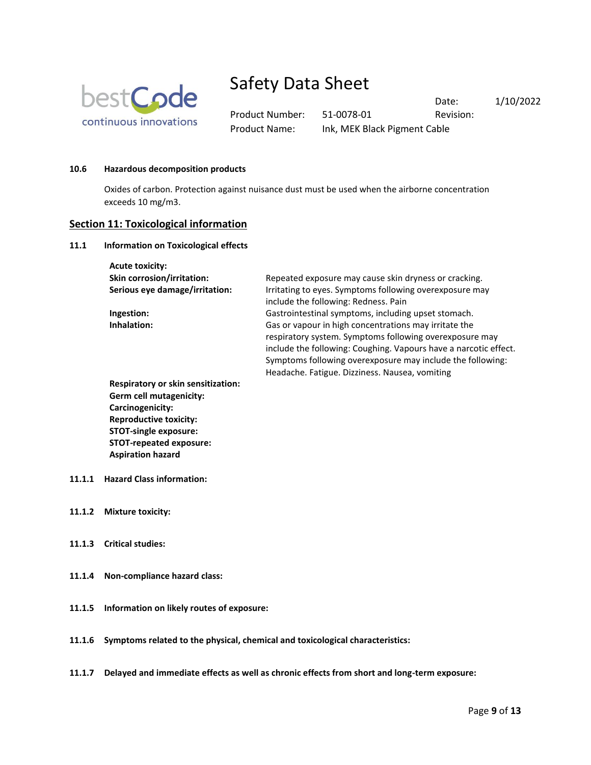**10.6 Hazardous decomposition products**

Oxides of carbon. Protection against nuisance dust must be used when the airborne concentration exceeds 10 mg/m3.

## Section 11: Toxicological information

**11.1 Information on Toxicological effects**

| | |
|---|---|
| **Acute toxicity:** | |
| **Skin corrosion/irritation:** | Repeated exposure may cause skin dryness or cracking. |
| **Serious eye damage/irritation:** | Irritating to eyes. Symptoms following overexposure may include the following: Redness. Pain |
| **Ingestion:** | Gastrointestinal symptoms, including upset stomach. |
| **Inhalation:** | Gas or vapour in high concentrations may irritate the respiratory system. Symptoms following overexposure may include the following: Coughing. Vapours have a narcotic effect. Symptoms following overexposure may include the following: Headache. Fatigue. Dizziness. Nausea, vomiting |
| **Respiratory or skin sensitization:** | |
| **Germ cell mutagenicity:** | |
| **Carcinogenicity:** | |
| **Reproductive toxicity:** | |
| **STOT-single exposure:** | |
| **STOT-repeated exposure:** | |
| **Aspiration hazard** | |

**11.1.1 Hazard Class information:**

**11.1.2 Mixture toxicity:**

**11.1.3 Critical studies:**

**11.1.4 Non-compliance hazard class:**

**11.1.5 Information on likely routes of exposure:**

**11.1.6 Symptoms related to the physical, chemical and toxicological characteristics:**

**11.1.7 Delayed and immediate effects as well as chronic effects from short and long-term exposure:**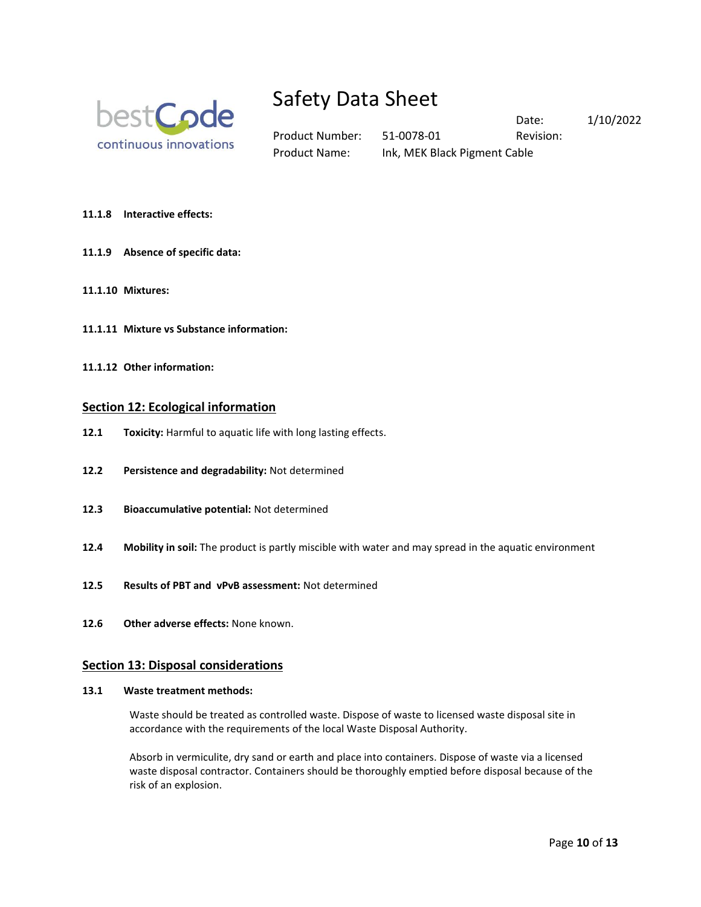**11.1.8 Interactive effects:**

**11.1.9 Absence of specific data:**

**11.1.10 Mixtures:**

**11.1.11 Mixture vs Substance information:**

**11.1.12 Other information:**

## Section 12: Ecological information

**12.1 Toxicity:** Harmful to aquatic life with long lasting effects.

**12.2 Persistence and degradability:** Not determined

**12.3 Bioaccumulative potential:** Not determined

**12.4 Mobility in soil:** The product is partly miscible with water and may spread in the aquatic environment

**12.5 Results of PBT and vPvB assessment:** Not determined

**12.6 Other adverse effects:** None known.

## Section 13: Disposal considerations

**13.1 Waste treatment methods:**

Waste should be treated as controlled waste. Dispose of waste to licensed waste disposal site in accordance with the requirements of the local Waste Disposal Authority.

Absorb in vermiculite, dry sand or earth and place into containers. Dispose of waste via a licensed waste disposal contractor. Containers should be thoroughly emptied before disposal because of the risk of an explosion.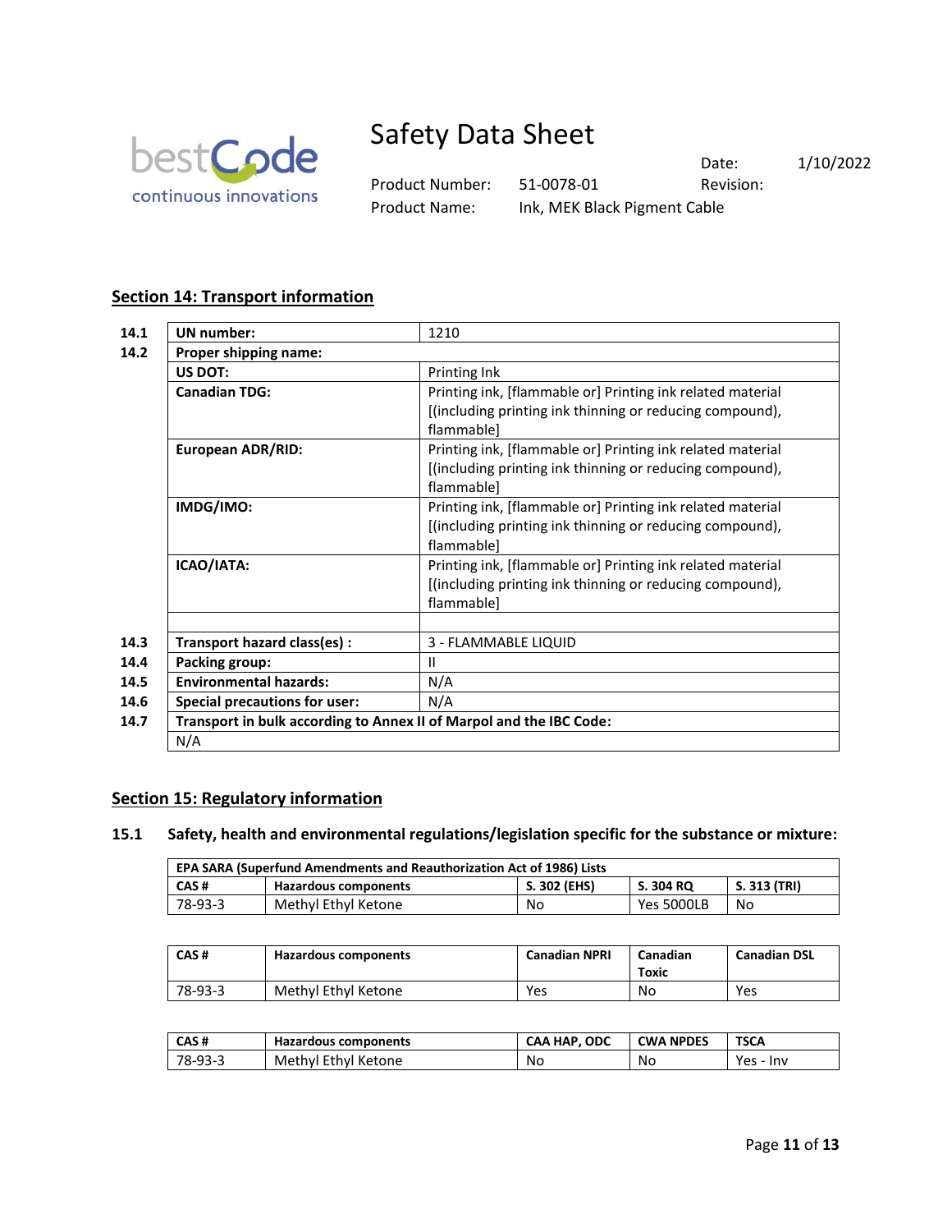## Section 14: Transport information

| | | |
|---|---|---|
| 14.1 | **UN number:** | 1210 |
| 14.2 | **Proper shipping name:** | |
| | **US DOT:** | Printing Ink |
| | **Canadian TDG:** | Printing ink, [flammable or] Printing ink related material [(including printing ink thinning or reducing compound), flammable] |
| | **European ADR/RID:** | Printing ink, [flammable or] Printing ink related material [(including printing ink thinning or reducing compound), flammable] |
| | **IMDG/IMO:** | Printing ink, [flammable or] Printing ink related material [(including printing ink thinning or reducing compound), flammable] |
| | **ICAO/IATA:** | Printing ink, [flammable or] Printing ink related material [(including printing ink thinning or reducing compound), flammable] |
| | | |
| 14.3 | **Transport hazard class(es) :** | 3 - FLAMMABLE LIQUID |
| 14.4 | **Packing group:** | II |
| 14.5 | **Environmental hazards:** | N/A |
| 14.6 | **Special precautions for user:** | N/A |
| 14.7 | **Transport in bulk according to Annex II of Marpol and the IBC Code:** | |
| | N/A | |

## Section 15: Regulatory information

### 15.1 Safety, health and environmental regulations/legislation specific for the substance or mixture:

| EPA SARA (Superfund Amendments and Reauthorization Act of 1986) Lists | | | | |
|---|---|---|---|---|
| **CAS #** | **Hazardous components** | **S. 302 (EHS)** | **S. 304 RQ** | **S. 313 (TRI)** |
| 78-93-3 | Methyl Ethyl Ketone | No | Yes 5000LB | No |

| CAS # | Hazardous components | Canadian NPRI | Canadian Toxic | Canadian DSL |
|---|---|---|---|---|
| 78-93-3 | Methyl Ethyl Ketone | Yes | No | Yes |

| CAS # | Hazardous components | CAA HAP, ODC | CWA NPDES | TSCA |
|---|---|---|---|---|
| 78-93-3 | Methyl Ethyl Ketone | No | No | Yes - Inv |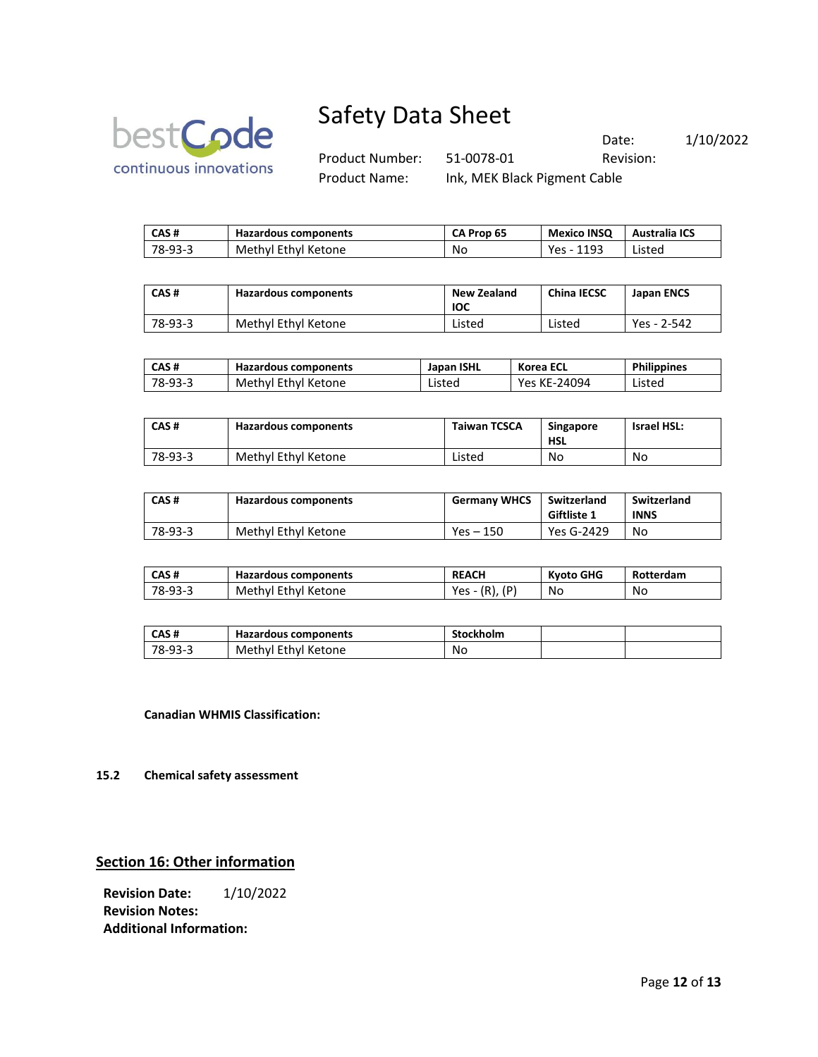| CAS # | Hazardous components | CA Prop 65 | Mexico INSQ | Australia ICS |
|---|---|---|---|---|
| 78-93-3 | Methyl Ethyl Ketone | No | Yes - 1193 | Listed |

| CAS # | Hazardous components | New Zealand IOC | China IECSC | Japan ENCS |
|---|---|---|---|---|
| 78-93-3 | Methyl Ethyl Ketone | Listed | Listed | Yes - 2-542 |

| CAS # | Hazardous components | Japan ISHL | Korea ECL | Philippines |
|---|---|---|---|---|
| 78-93-3 | Methyl Ethyl Ketone | Listed | Yes KE-24094 | Listed |

| CAS # | Hazardous components | Taiwan TCSCA | Singapore HSL | Israel HSL: |
|---|---|---|---|---|
| 78-93-3 | Methyl Ethyl Ketone | Listed | No | No |

| CAS # | Hazardous components | Germany WHCS | Switzerland Giftliste 1 | Switzerland INNS |
|---|---|---|---|---|
| 78-93-3 | Methyl Ethyl Ketone | Yes – 150 | Yes G-2429 | No |

| CAS # | Hazardous components | REACH | Kyoto GHG | Rotterdam |
|---|---|---|---|---|
| 78-93-3 | Methyl Ethyl Ketone | Yes - (R), (P) | No | No |

| CAS # | Hazardous components | Stockholm | | |
|---|---|---|---|---|
| 78-93-3 | Methyl Ethyl Ketone | No | | |

**Canadian WHMIS Classification:**

**15.2 Chemical safety assessment**

## Section 16: Other information

**Revision Date:** 1/10/2022

**Revision Notes:**

**Additional Information:**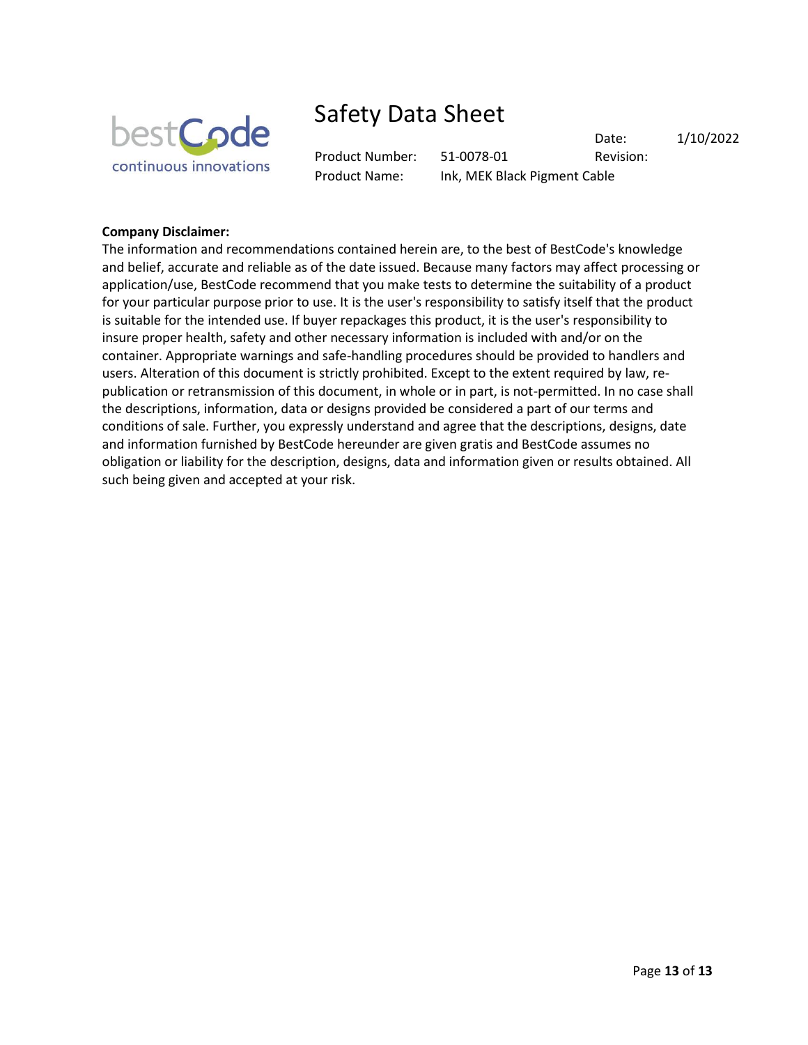**Company Disclaimer:**

The information and recommendations contained herein are, to the best of BestCode's knowledge and belief, accurate and reliable as of the date issued. Because many factors may affect processing or application/use, BestCode recommend that you make tests to determine the suitability of a product for your particular purpose prior to use. It is the user's responsibility to satisfy itself that the product is suitable for the intended use. If buyer repackages this product, it is the user's responsibility to insure proper health, safety and other necessary information is included with and/or on the container. Appropriate warnings and safe-handling procedures should be provided to handlers and users. Alteration of this document is strictly prohibited. Except to the extent required by law, re-publication or retransmission of this document, in whole or in part, is not-permitted. In no case shall the descriptions, information, data or designs provided be considered a part of our terms and conditions of sale. Further, you expressly understand and agree that the descriptions, designs, date and information furnished by BestCode hereunder are given gratis and BestCode assumes no obligation or liability for the description, designs, data and information given or results obtained. All such being given and accepted at your risk.